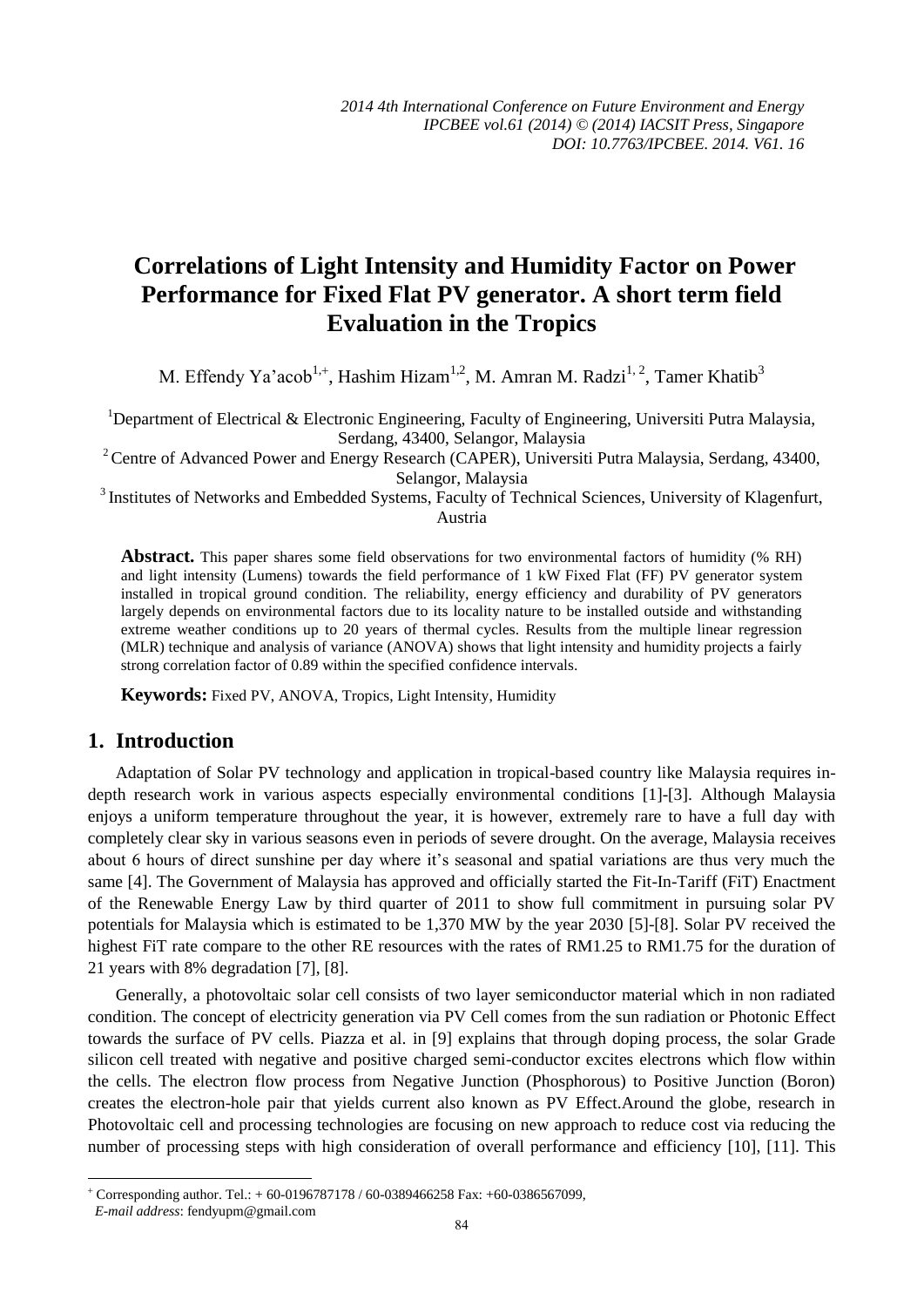# Correlations of Light Intensity and Humidity Factor on Power Performance for Fixed Flat PV generator. A short term field Evaluation in the Tropics

M. Effendy Ya'acob[1,+], Hashim Hizam[1,2], M. Amran M. Radzi[1,2], Tamer Khatib[3]

[1]Department of Electrical & Electronic Engineering, Faculty of Engineering, Universiti Putra Malaysia, Serdang, 43400, Selangor, Malaysia

[2]Centre of Advanced Power and Energy Research (CAPER), Universiti Putra Malaysia, Serdang, 43400, Selangor, Malaysia

[3]Institutes of Networks and Embedded Systems, Faculty of Technical Sciences, University of Klagenfurt, Austria

**Abstract.** This paper shares some field observations for two environmental factors of humidity (% RH) and light intensity (Lumens) towards the field performance of 1 kW Fixed Flat (FF) PV generator system installed in tropical ground condition. The reliability, energy efficiency and durability of PV generators largely depends on environmental factors due to its locality nature to be installed outside and withstanding extreme weather conditions up to 20 years of thermal cycles. Results from the multiple linear regression (MLR) technique and analysis of variance (ANOVA) shows that light intensity and humidity projects a fairly strong correlation factor of 0.89 within the specified confidence intervals.

**Keywords:** Fixed PV, ANOVA, Tropics, Light Intensity, Humidity

## 1. Introduction

Adaptation of Solar PV technology and application in tropical-based country like Malaysia requires in-depth research work in various aspects especially environmental conditions [1]-[3]. Although Malaysia enjoys a uniform temperature throughout the year, it is however, extremely rare to have a full day with completely clear sky in various seasons even in periods of severe drought. On the average, Malaysia receives about 6 hours of direct sunshine per day where it's seasonal and spatial variations are thus very much the same [4]. The Government of Malaysia has approved and officially started the Fit-In-Tariff (FiT) Enactment of the Renewable Energy Law by third quarter of 2011 to show full commitment in pursuing solar PV potentials for Malaysia which is estimated to be 1,370 MW by the year 2030 [5]-[8]. Solar PV received the highest FiT rate compare to the other RE resources with the rates of RM1.25 to RM1.75 for the duration of 21 years with 8% degradation [7], [8].

Generally, a photovoltaic solar cell consists of two layer semiconductor material which in non radiated condition. The concept of electricity generation via PV Cell comes from the sun radiation or Photonic Effect towards the surface of PV cells. Piazza et al. in [9] explains that through doping process, the solar Grade silicon cell treated with negative and positive charged semi-conductor excites electrons which flow within the cells. The electron flow process from Negative Junction (Phosphorous) to Positive Junction (Boron) creates the electron-hole pair that yields current also known as PV Effect.Around the globe, research in Photovoltaic cell and processing technologies are focusing on new approach to reduce cost via reducing the number of processing steps with high consideration of overall performance and efficiency [10], [11]. This

---

[+] Corresponding author. Tel.: + 60-0196787178 / 60-0389466258 Fax: +60-0386567099,
*E-mail address*: fendyupm@gmail.com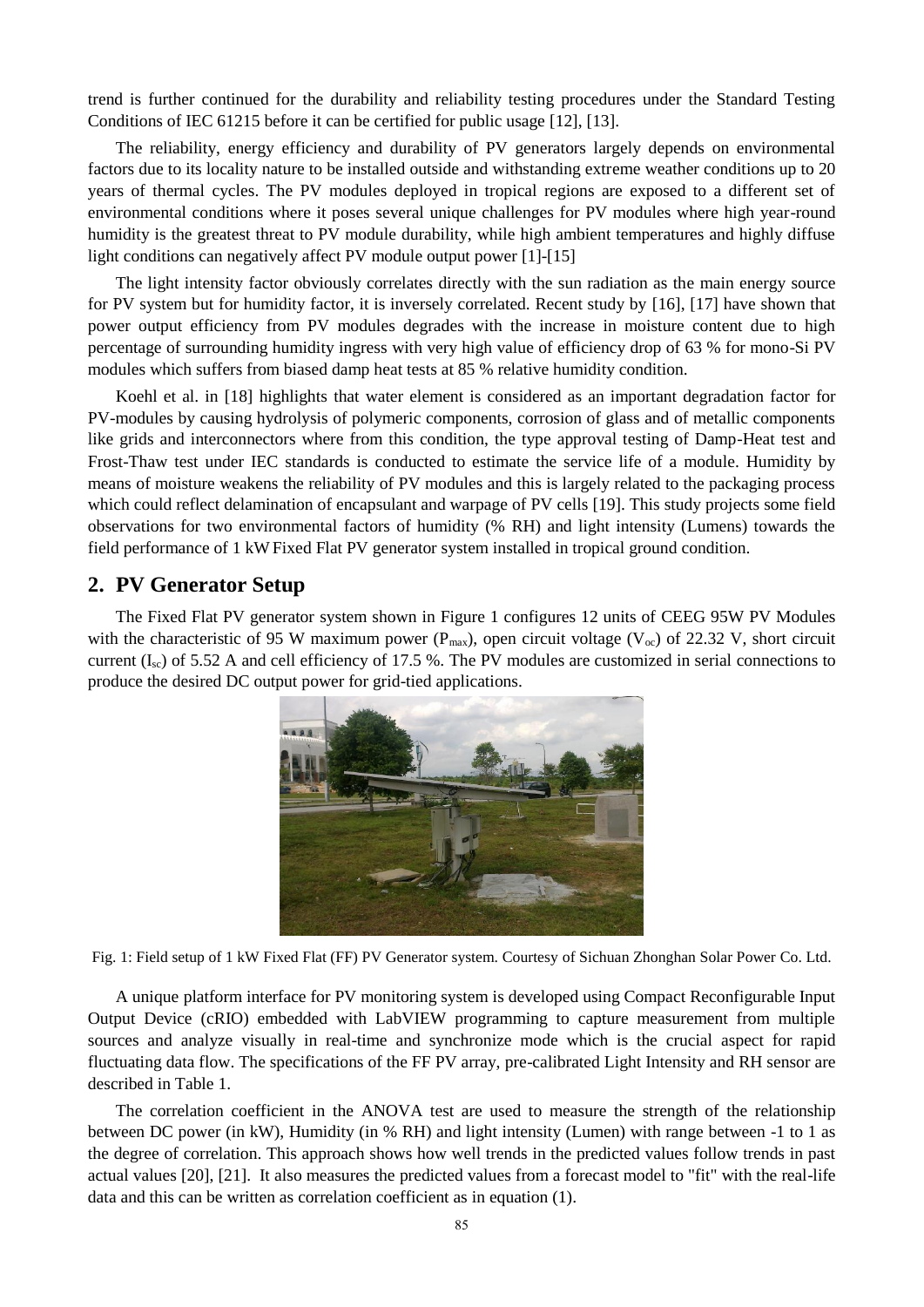trend is further continued for the durability and reliability testing procedures under the Standard Testing Conditions of IEC 61215 before it can be certified for public usage [12], [13].

The reliability, energy efficiency and durability of PV generators largely depends on environmental factors due to its locality nature to be installed outside and withstanding extreme weather conditions up to 20 years of thermal cycles. The PV modules deployed in tropical regions are exposed to a different set of environmental conditions where it poses several unique challenges for PV modules where high year-round humidity is the greatest threat to PV module durability, while high ambient temperatures and highly diffuse light conditions can negatively affect PV module output power [1]-[15]

The light intensity factor obviously correlates directly with the sun radiation as the main energy source for PV system but for humidity factor, it is inversely correlated. Recent study by [16], [17] have shown that power output efficiency from PV modules degrades with the increase in moisture content due to high percentage of surrounding humidity ingress with very high value of efficiency drop of 63 % for mono-Si PV modules which suffers from biased damp heat tests at 85 % relative humidity condition.

Koehl et al. in [18] highlights that water element is considered as an important degradation factor for PV-modules by causing hydrolysis of polymeric components, corrosion of glass and of metallic components like grids and interconnectors where from this condition, the type approval testing of Damp-Heat test and Frost-Thaw test under IEC standards is conducted to estimate the service life of a module. Humidity by means of moisture weakens the reliability of PV modules and this is largely related to the packaging process which could reflect delamination of encapsulant and warpage of PV cells [19]. This study projects some field observations for two environmental factors of humidity (% RH) and light intensity (Lumens) towards the field performance of 1 kW Fixed Flat PV generator system installed in tropical ground condition.

## 2. PV Generator Setup

The Fixed Flat PV generator system shown in Figure 1 configures 12 units of CEEG 95W PV Modules with the characteristic of 95 W maximum power ($P_{max}$), open circuit voltage ($V_{oc}$) of 22.32 V, short circuit current ($I_{sc}$) of 5.52 A and cell efficiency of 17.5 %. The PV modules are customized in serial connections to produce the desired DC output power for grid-tied applications.

Fig. 1: Field setup of 1 kW Fixed Flat (FF) PV Generator system. Courtesy of Sichuan Zhonghan Solar Power Co. Ltd.

A unique platform interface for PV monitoring system is developed using Compact Reconfigurable Input Output Device (cRIO) embedded with LabVIEW programming to capture measurement from multiple sources and analyze visually in real-time and synchronize mode which is the crucial aspect for rapid fluctuating data flow. The specifications of the FF PV array, pre-calibrated Light Intensity and RH sensor are described in Table 1.

The correlation coefficient in the ANOVA test are used to measure the strength of the relationship between DC power (in kW), Humidity (in % RH) and light intensity (Lumen) with range between -1 to 1 as the degree of correlation. This approach shows how well trends in the predicted values follow trends in past actual values [20], [21]. It also measures the predicted values from a forecast model to "fit" with the real-life data and this can be written as correlation coefficient as in equation (1).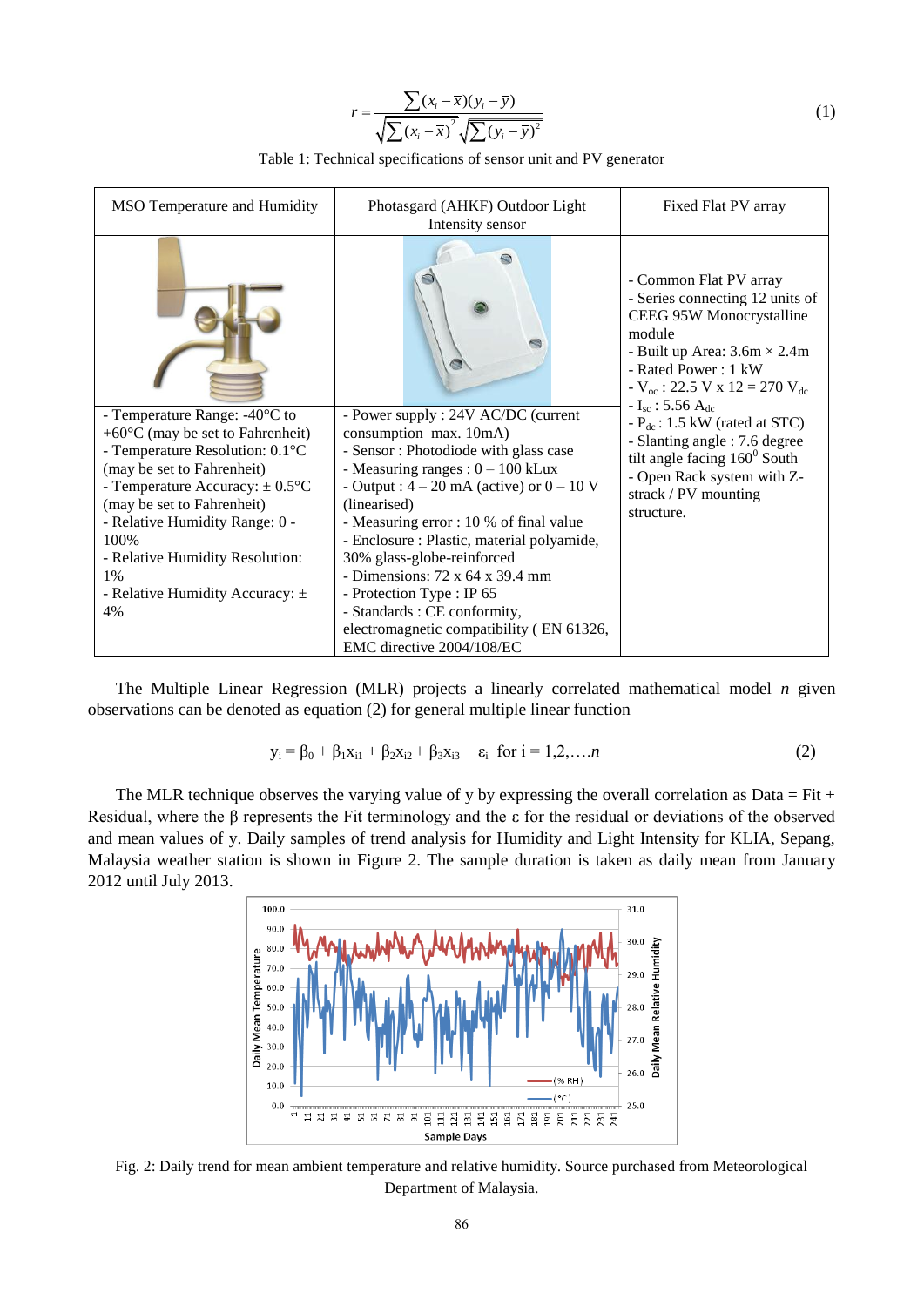$$r = \frac{\sum (x_i - \bar{x})(y_i - \bar{y})}{\sqrt{\sum (x_i - \bar{x})^2} \sqrt{\sum (y_i - \bar{y})^2}} \tag{1}$$

Table 1: Technical specifications of sensor unit and PV generator

| MSO Temperature and Humidity | Photasgard (AHKF) Outdoor Light Intensity sensor | Fixed Flat PV array |
|---|---|---|
| - Temperature Range: -40°C to +60°C (may be set to Fahrenheit)<br>- Temperature Resolution: 0.1°C (may be set to Fahrenheit)<br>- Temperature Accuracy: ± 0.5°C (may be set to Fahrenheit)<br>- Relative Humidity Range: 0 - 100%<br>- Relative Humidity Resolution: 1%<br>- Relative Humidity Accuracy: ± 4% | - Power supply : 24V AC/DC (current consumption max. 10mA)<br>- Sensor : Photodiode with glass case<br>- Measuring ranges : 0 – 100 kLux<br>- Output : 4 – 20 mA (active) or 0 – 10 V (linearised)<br>- Measuring error : 10 % of final value<br>- Enclosure : Plastic, material polyamide, 30% glass-globe-reinforced<br>- Dimensions: 72 x 64 x 39.4 mm<br>- Protection Type : IP 65<br>- Standards : CE conformity, electromagnetic compatibility ( EN 61326, EMC directive 2004/108/EC | - Common Flat PV array<br>- Series connecting 12 units of CEEG 95W Monocrystalline module<br>- Built up Area: 3.6m × 2.4m<br>- Rated Power : 1 kW<br>- $V_{oc}$ : 22.5 V x 12 = 270 $V_{dc}$<br>- $I_{sc}$ : 5.56 $A_{dc}$<br>- $P_{dc}$ : 1.5 kW (rated at STC)<br>- Slanting angle : 7.6 degree tilt angle facing $160^0$ South<br>- Open Rack system with Z-strack / PV mounting structure. |

The Multiple Linear Regression (MLR) projects a linearly correlated mathematical model *n* given observations can be denoted as equation (2) for general multiple linear function

$$y_i = \beta_0 + \beta_1 x_{i1} + \beta_2 x_{i2} + \beta_3 x_{i3} + \varepsilon_i \quad \text{for } i = 1,2,\ldots.n \tag{2}$$

The MLR technique observes the varying value of y by expressing the overall correlation as Data = Fit + Residual, where the β represents the Fit terminology and the ε for the residual or deviations of the observed and mean values of y. Daily samples of trend analysis for Humidity and Light Intensity for KLIA, Sepang, Malaysia weather station is shown in Figure 2. The sample duration is taken as daily mean from January 2012 until July 2013.

Fig. 2: Daily trend for mean ambient temperature and relative humidity. Source purchased from Meteorological Department of Malaysia.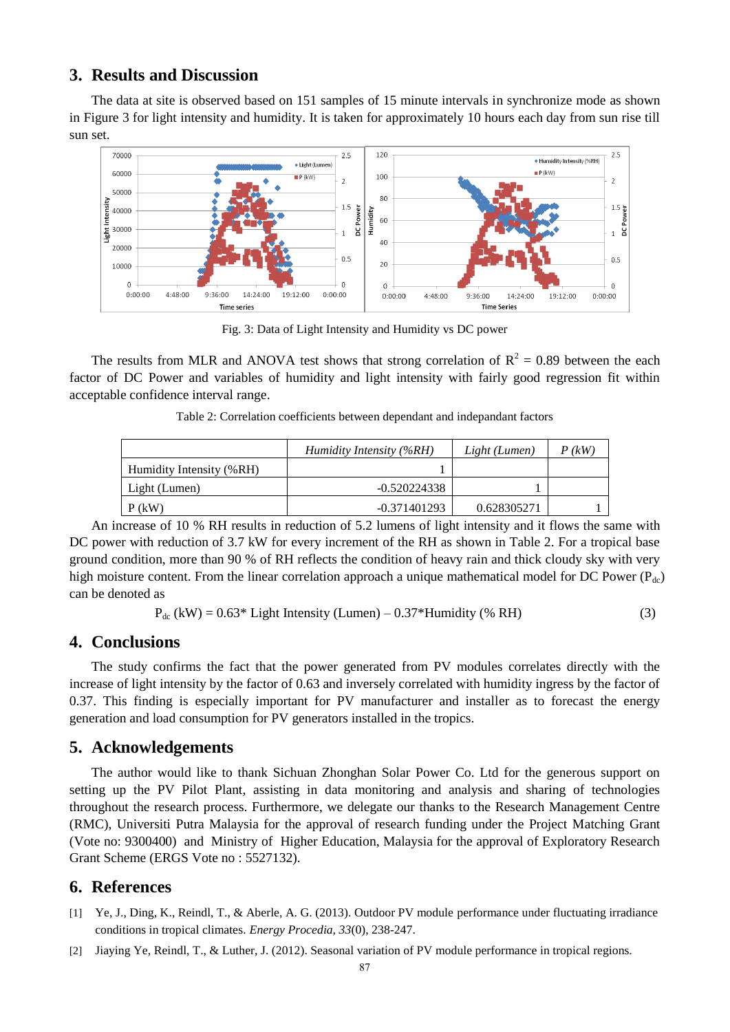## 3. Results and Discussion

The data at site is observed based on 151 samples of 15 minute intervals in synchronize mode as shown in Figure 3 for light intensity and humidity. It is taken for approximately 10 hours each day from sun rise till sun set.

Fig. 3: Data of Light Intensity and Humidity vs DC power

The results from MLR and ANOVA test shows that strong correlation of $R^2 = 0.89$ between the each factor of DC Power and variables of humidity and light intensity with fairly good regression fit within acceptable confidence interval range.

Table 2: Correlation coefficients between dependant and independant factors

| | *Humidity Intensity (%RH)* | *Light (Lumen)* | *P (kW)* |
|---|---|---|---|
| Humidity Intensity (%RH) | 1 | | |
| Light (Lumen) | -0.520224338 | 1 | |
| P (kW) | -0.371401293 | 0.628305271 | 1 |

An increase of 10 % RH results in reduction of 5.2 lumens of light intensity and it flows the same with DC power with reduction of 3.7 kW for every increment of the RH as shown in Table 2. For a tropical base ground condition, more than 90 % of RH reflects the condition of heavy rain and thick cloudy sky with very high moisture content. From the linear correlation approach a unique mathematical model for DC Power ($P_{dc}$) can be denoted as

$$P_{dc}\ (\text{kW}) = 0.63 * \text{Light Intensity (Lumen)} - 0.37 * \text{Humidity (\% RH)} \tag{3}$$

## 4. Conclusions

The study confirms the fact that the power generated from PV modules correlates directly with the increase of light intensity by the factor of 0.63 and inversely correlated with humidity ingress by the factor of 0.37. This finding is especially important for PV manufacturer and installer as to forecast the energy generation and load consumption for PV generators installed in the tropics.

## 5. Acknowledgements

The author would like to thank Sichuan Zhonghan Solar Power Co. Ltd for the generous support on setting up the PV Pilot Plant, assisting in data monitoring and analysis and sharing of technologies throughout the research process. Furthermore, we delegate our thanks to the Research Management Centre (RMC), Universiti Putra Malaysia for the approval of research funding under the Project Matching Grant (Vote no: 9300400) and Ministry of Higher Education, Malaysia for the approval of Exploratory Research Grant Scheme (ERGS Vote no : 5527132).

## 6. References

[1] Ye, J., Ding, K., Reindl, T., & Aberle, A. G. (2013). Outdoor PV module performance under fluctuating irradiance conditions in tropical climates. *Energy Procedia, 33*(0), 238-247.

[2] Jiaying Ye, Reindl, T., & Luther, J. (2012). Seasonal variation of PV module performance in tropical regions.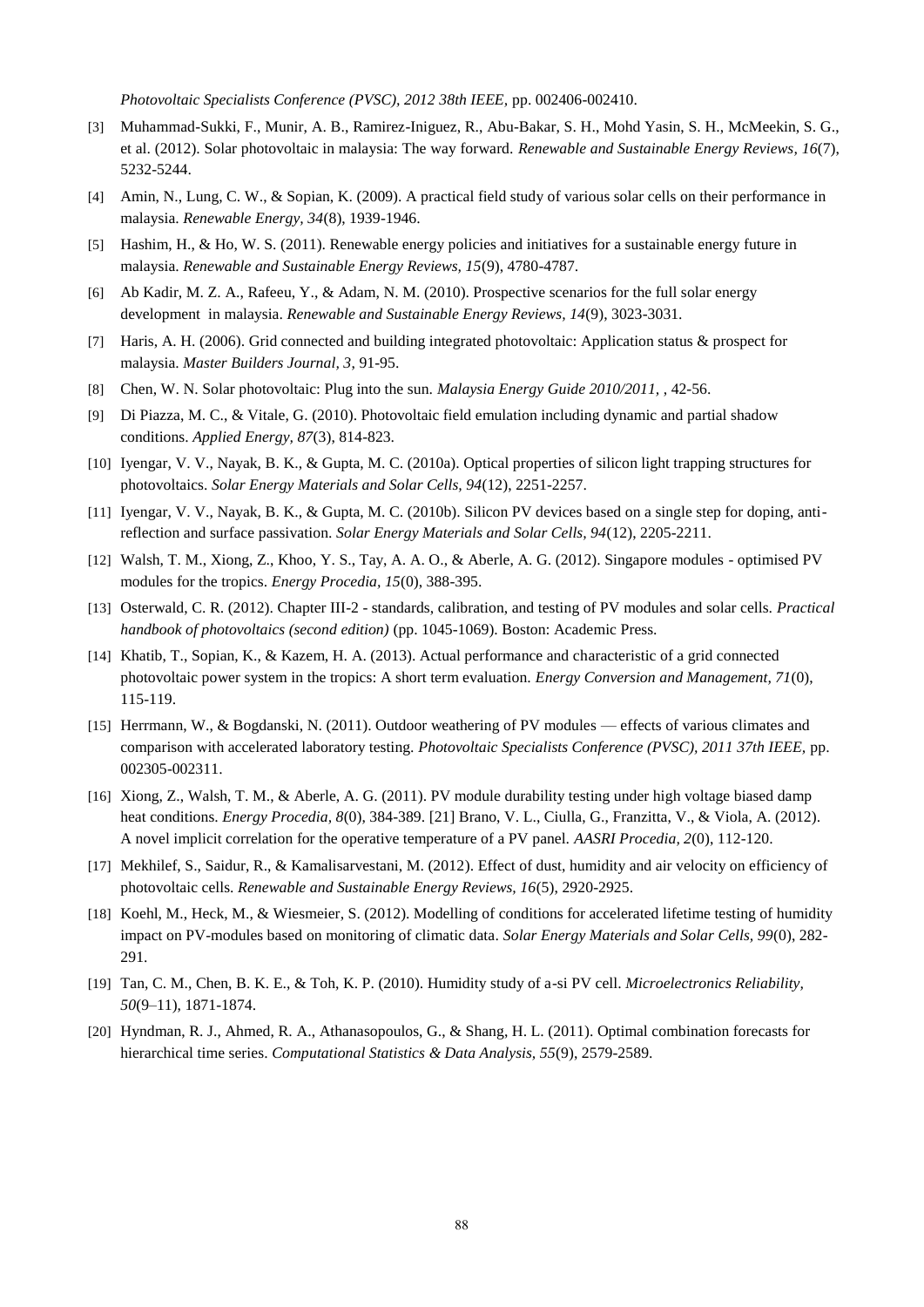*Photovoltaic Specialists Conference (PVSC), 2012 38th IEEE,* pp. 002406-002410.

[3] Muhammad-Sukki, F., Munir, A. B., Ramirez-Iniguez, R., Abu-Bakar, S. H., Mohd Yasin, S. H., McMeekin, S. G., et al. (2012). Solar photovoltaic in malaysia: The way forward. *Renewable and Sustainable Energy Reviews, 16*(7), 5232-5244.

[4] Amin, N., Lung, C. W., & Sopian, K. (2009). A practical field study of various solar cells on their performance in malaysia. *Renewable Energy, 34*(8), 1939-1946.

[5] Hashim, H., & Ho, W. S. (2011). Renewable energy policies and initiatives for a sustainable energy future in malaysia. *Renewable and Sustainable Energy Reviews, 15*(9), 4780-4787.

[6] Ab Kadir, M. Z. A., Rafeeu, Y., & Adam, N. M. (2010). Prospective scenarios for the full solar energy development in malaysia. *Renewable and Sustainable Energy Reviews, 14*(9), 3023-3031.

[7] Haris, A. H. (2006). Grid connected and building integrated photovoltaic: Application status & prospect for malaysia. *Master Builders Journal, 3*, 91-95.

[8] Chen, W. N. Solar photovoltaic: Plug into the sun. *Malaysia Energy Guide 2010/2011, ,* 42-56.

[9] Di Piazza, M. C., & Vitale, G. (2010). Photovoltaic field emulation including dynamic and partial shadow conditions. *Applied Energy, 87*(3), 814-823.

[10] Iyengar, V. V., Nayak, B. K., & Gupta, M. C. (2010a). Optical properties of silicon light trapping structures for photovoltaics. *Solar Energy Materials and Solar Cells, 94*(12), 2251-2257.

[11] Iyengar, V. V., Nayak, B. K., & Gupta, M. C. (2010b). Silicon PV devices based on a single step for doping, anti-reflection and surface passivation. *Solar Energy Materials and Solar Cells, 94*(12), 2205-2211.

[12] Walsh, T. M., Xiong, Z., Khoo, Y. S., Tay, A. A. O., & Aberle, A. G. (2012). Singapore modules - optimised PV modules for the tropics. *Energy Procedia, 15*(0), 388-395.

[13] Osterwald, C. R. (2012). Chapter III-2 - standards, calibration, and testing of PV modules and solar cells. *Practical handbook of photovoltaics (second edition)* (pp. 1045-1069). Boston: Academic Press.

[14] Khatib, T., Sopian, K., & Kazem, H. A. (2013). Actual performance and characteristic of a grid connected photovoltaic power system in the tropics: A short term evaluation. *Energy Conversion and Management, 71*(0), 115-119.

[15] Herrmann, W., & Bogdanski, N. (2011). Outdoor weathering of PV modules — effects of various climates and comparison with accelerated laboratory testing. *Photovoltaic Specialists Conference (PVSC), 2011 37th IEEE,* pp. 002305-002311.

[16] Xiong, Z., Walsh, T. M., & Aberle, A. G. (2011). PV module durability testing under high voltage biased damp heat conditions. *Energy Procedia, 8*(0), 384-389. [21] Brano, V. L., Ciulla, G., Franzitta, V., & Viola, A. (2012). A novel implicit correlation for the operative temperature of a PV panel. *AASRI Procedia, 2*(0), 112-120.

[17] Mekhilef, S., Saidur, R., & Kamalisarvestani, M. (2012). Effect of dust, humidity and air velocity on efficiency of photovoltaic cells. *Renewable and Sustainable Energy Reviews, 16*(5), 2920-2925.

[18] Koehl, M., Heck, M., & Wiesmeier, S. (2012). Modelling of conditions for accelerated lifetime testing of humidity impact on PV-modules based on monitoring of climatic data. *Solar Energy Materials and Solar Cells, 99*(0), 282-291.

[19] Tan, C. M., Chen, B. K. E., & Toh, K. P. (2010). Humidity study of a-si PV cell. *Microelectronics Reliability, 50*(9–11), 1871-1874.

[20] Hyndman, R. J., Ahmed, R. A., Athanasopoulos, G., & Shang, H. L. (2011). Optimal combination forecasts for hierarchical time series. *Computational Statistics & Data Analysis, 55*(9), 2579-2589.